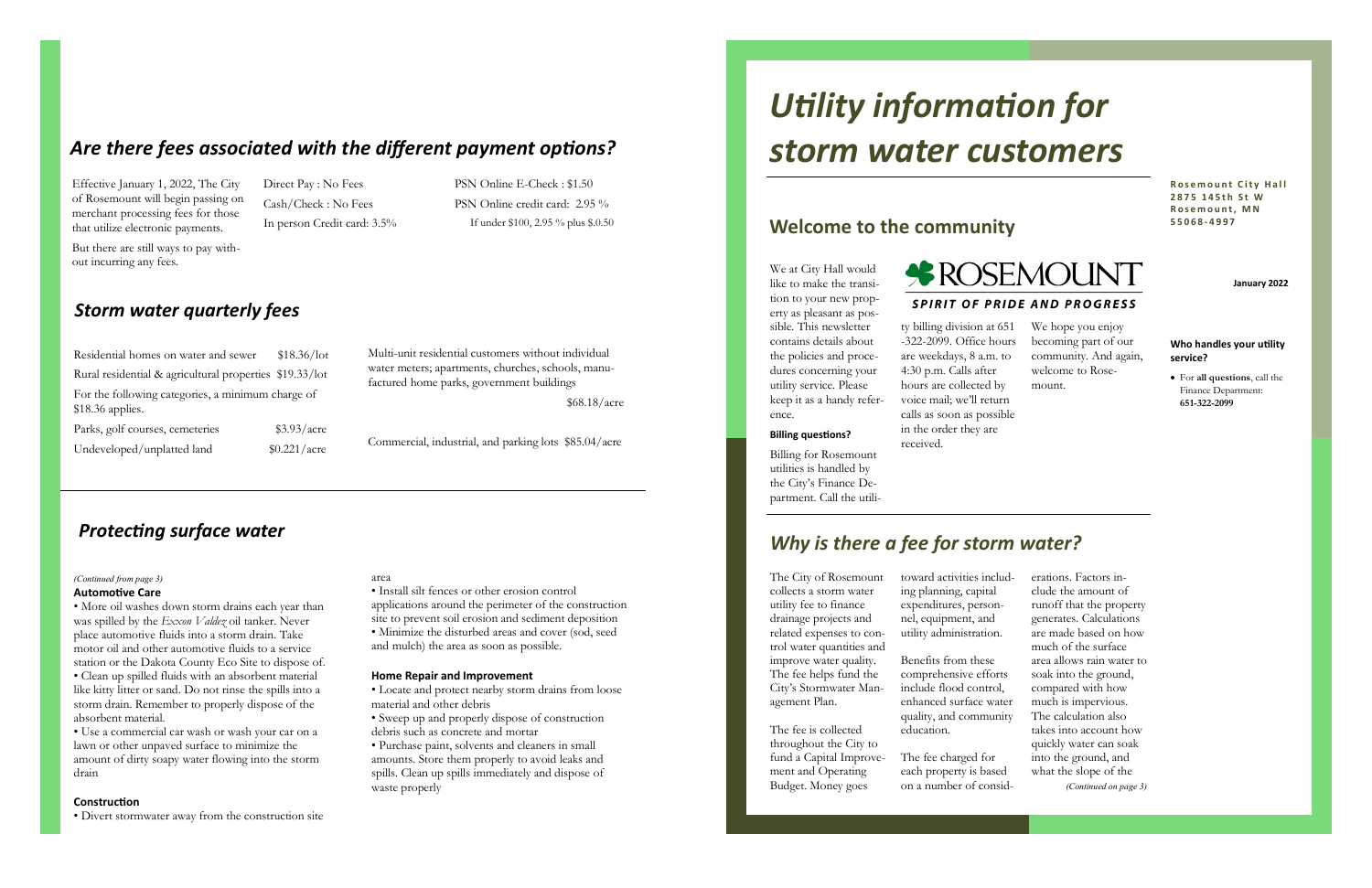## *Are there fees associated with the different payment options?*

Effective January 1, 2022, The City of Rosemount will begin passing on merchant processing fees for those that utilize electronic payments.

But there are still ways to pay without incurring any fees.

Direct Pay : No Fees
Cash/Check : No Fees
In person Credit card: 3.5%

PSN Online E-Check : $1.50
PSN Online credit card: 2.95 %
If under $100, 2.95 % plus $.0.50

## *Storm water quarterly fees*

| | |
|---|---|
| Residential homes on water and sewer | $18.36/lot |
| Rural residential & agricultural properties | $19.33/lot |
| For the following categories, a minimum charge of $18.36 applies. | |
| Parks, golf courses, cemeteries | $3.93/acre |
| Undeveloped/unplatted land | $0.221/acre |
| Multi-unit residential customers without individual water meters; apartments, churches, schools, manufactured home parks, government buildings | $68.18/acre |
| Commercial, industrial, and parking lots | $85.04/acre |

## *Protecting surface water*

*(Continued from page 3)*

**Automotive Care**

- More oil washes down storm drains each year than was spilled by the *Exxon Valdez* oil tanker. Never place automotive fluids into a storm drain. Take motor oil and other automotive fluids to a service station or the Dakota County Eco Site to dispose of.
- Clean up spilled fluids with an absorbent material like kitty litter or sand. Do not rinse the spills into a storm drain. Remember to properly dispose of the absorbent material.
- Use a commercial car wash or wash your car on a lawn or other unpaved surface to minimize the amount of dirty soapy water flowing into the storm drain

**Construction**

- Divert stormwater away from the construction site area
- Install silt fences or other erosion control applications around the perimeter of the construction site to prevent soil erosion and sediment deposition
- Minimize the disturbed areas and cover (sod, seed and mulch) the area as soon as possible.

**Home Repair and Improvement**

- Locate and protect nearby storm drains from loose material and other debris
- Sweep up and properly dispose of construction debris such as concrete and mortar
- Purchase paint, solvents and cleaners in small amounts. Store them properly to avoid leaks and spills. Clean up spills immediately and dispose of waste properly

# *Utility information for storm water customers*

**Rosemount City Hall**
**2875 145th St W**
**Rosemount, MN**
**55068-4997**

**January 2022**

**Who handles your utility service?**

- For **all questions**, call the Finance Department: **651-322-2099**

## Welcome to the community

ROSEMOUNT
*SPIRIT OF PRIDE AND PROGRESS*

We at City Hall would like to make the transition to your new property as pleasant as possible. This newsletter contains details about the policies and procedures concerning your utility service. Please keep it as a handy reference.

**Billing questions?**

Billing for Rosemount utilities is handled by the City's Finance Department. Call the utility billing division at 651-322-2099. Office hours are weekdays, 8 a.m. to 4:30 p.m. Calls after hours are collected by voice mail; we'll return calls as soon as possible in the order they are received.

We hope you enjoy becoming part of our community. And again, welcome to Rosemount.

## *Why is there a fee for storm water?*

The City of Rosemount collects a storm water utility fee to finance drainage projects and related expenses to control water quantities and improve water quality. The fee helps fund the City's Stormwater Management Plan.

The fee is collected throughout the City to fund a Capital Improvement and Operating Budget. Money goes toward activities including planning, capital expenditures, personnel, equipment, and utility administration.

Benefits from these comprehensive efforts include flood control, enhanced surface water quality, and community education.

The fee charged for each property is based on a number of considerations. Factors include the amount of runoff that the property generates. Calculations are made based on how much of the surface area allows rain water to soak into the ground, compared with how much is impervious. The calculation also takes into account how quickly water can soak into the ground, and what the slope of the

*(Continued on page 3)*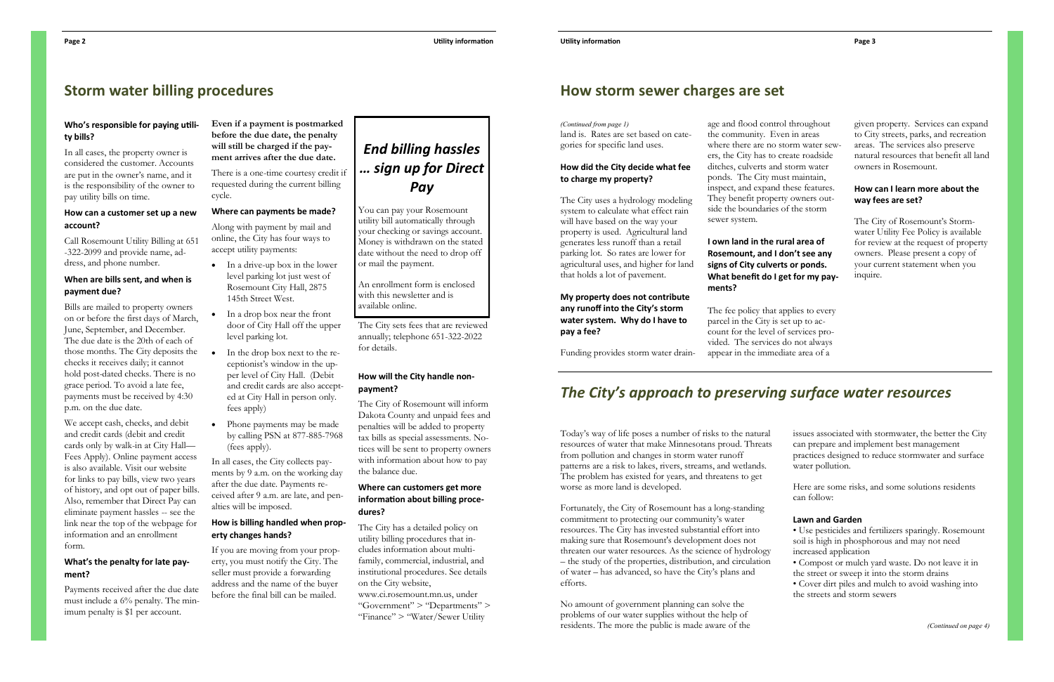## Storm water billing procedures

### Who's responsible for paying utility bills?

In all cases, the property owner is considered the customer. Accounts are put in the owner's name, and it is the responsibility of the owner to pay utility bills on time.

### How can a customer set up a new account?

Call Rosemount Utility Billing at 651-322-2099 and provide name, address, and phone number.

### When are bills sent, and when is payment due?

Bills are mailed to property owners on or before the first days of March, June, September, and December. The due date is the 20th of each of those months. The City deposits the checks it receives daily; it cannot hold post-dated checks. There is no grace period. To avoid a late fee, payments must be received by 4:30 p.m. on the due date.

We accept cash, checks, and debit and credit cards (debit and credit cards only by walk-in at City Hall—Fees Apply). Online payment access is also available. Visit our website for links to pay bills, view two years of history, and opt out of paper bills. Also, remember that Direct Pay can eliminate payment hassles -- see the link near the top of the webpage for information and an enrollment form.

### What's the penalty for late payment?

Payments received after the due date must include a 6% penalty. The minimum penalty is $1 per account.

**Even if a payment is postmarked before the due date, the penalty will still be charged if the payment arrives after the due date.**

There is a one-time courtesy credit if requested during the current billing cycle.

### Where can payments be made?

Along with payment by mail and online, the City has four ways to accept utility payments:

- In a drive-up box in the lower level parking lot just west of Rosemount City Hall, 2875 145th Street West.
- In a drop box near the front door of City Hall off the upper level parking lot.
- In the drop box next to the receptionist's window in the upper level of City Hall. (Debit and credit cards are also accepted at City Hall in person only. fees apply)
- Phone payments may be made by calling PSN at 877-885-7968 (fees apply).

In all cases, the City collects payments by 9 a.m. on the working day after the due date. Payments received after 9 a.m. are late, and penalties will be imposed.

### How is billing handled when property changes hands?

If you are moving from your property, you must notify the City. The seller must provide a forwarding address and the name of the buyer before the final bill can be mailed.

### *End billing hassles … sign up for Direct Pay*

You can pay your Rosemount utility bill automatically through your checking or savings account. Money is withdrawn on the stated date without the need to drop off or mail the payment.

An enrollment form is enclosed with this newsletter and is available online.

The City sets fees that are reviewed annually; telephone 651-322-2022 for details.

### How will the City handle non-payment?

The City of Rosemount will inform Dakota County and unpaid fees and penalties will be added to property tax bills as special assessments. Notices will be sent to property owners with information about how to pay the balance due.

### Where can customers get more information about billing procedures?

The City has a detailed policy on utility billing procedures that includes information about multi-family, commercial, industrial, and institutional procedures. See details on the City website, www.ci.rosemount.mn.us, under "Government" > "Departments" > "Finance" > "Water/Sewer Utility

## How storm sewer charges are set

*(Continued from page 1)*

land is. Rates are set based on categories for specific land uses.

### How did the City decide what fee to charge my property?

The City uses a hydrology modeling system to calculate what effect rain will have based on the way your property is used. Agricultural land generates less runoff than a retail parking lot. So rates are lower for agricultural uses, and higher for land that holds a lot of pavement.

### My property does not contribute any runoff into the City's storm water system. Why do I have to pay a fee?

Funding provides storm water drainage and flood control throughout the community. Even in areas where there are no storm water sewers, the City has to create roadside ditches, culverts and storm water ponds. The City must maintain, inspect, and expand these features. They benefit property owners outside the boundaries of the storm sewer system.

### I own land in the rural area of Rosemount, and I don't see any signs of City culverts or ponds. What benefit do I get for my payments?

The fee policy that applies to every parcel in the City is set up to account for the level of services provided. The services do not always appear in the immediate area of a given property. Services can expand to City streets, parks, and recreation areas. The services also preserve natural resources that benefit all land owners in Rosemount.

### How can I learn more about the way fees are set?

The City of Rosemount's Stormwater Utility Fee Policy is available for review at the request of property owners. Please present a copy of your current statement when you inquire.

## *The City's approach to preserving surface water resources*

Today's way of life poses a number of risks to the natural resources of water that make Minnesotans proud. Threats from pollution and changes in storm water runoff patterns are a risk to lakes, rivers, streams, and wetlands. The problem has existed for years, and threatens to get worse as more land is developed.

Fortunately, the City of Rosemount has a long-standing commitment to protecting our community's water resources. The City has invested substantial effort into making sure that Rosemount's development does not threaten our water resources. As the science of hydrology – the study of the properties, distribution, and circulation of water – has advanced, so have the City's plans and efforts.

No amount of government planning can solve the problems of our water supplies without the help of residents. The more the public is made aware of the issues associated with stormwater, the better the City can prepare and implement best management practices designed to reduce stormwater and surface water pollution.

Here are some risks, and some solutions residents can follow:

### Lawn and Garden

- Use pesticides and fertilizers sparingly. Rosemount soil is high in phosphorous and may not need increased application
- Compost or mulch yard waste. Do not leave it in the street or sweep it into the storm drains
- Cover dirt piles and mulch to avoid washing into the streets and storm sewers

*(Continued on page 4)*